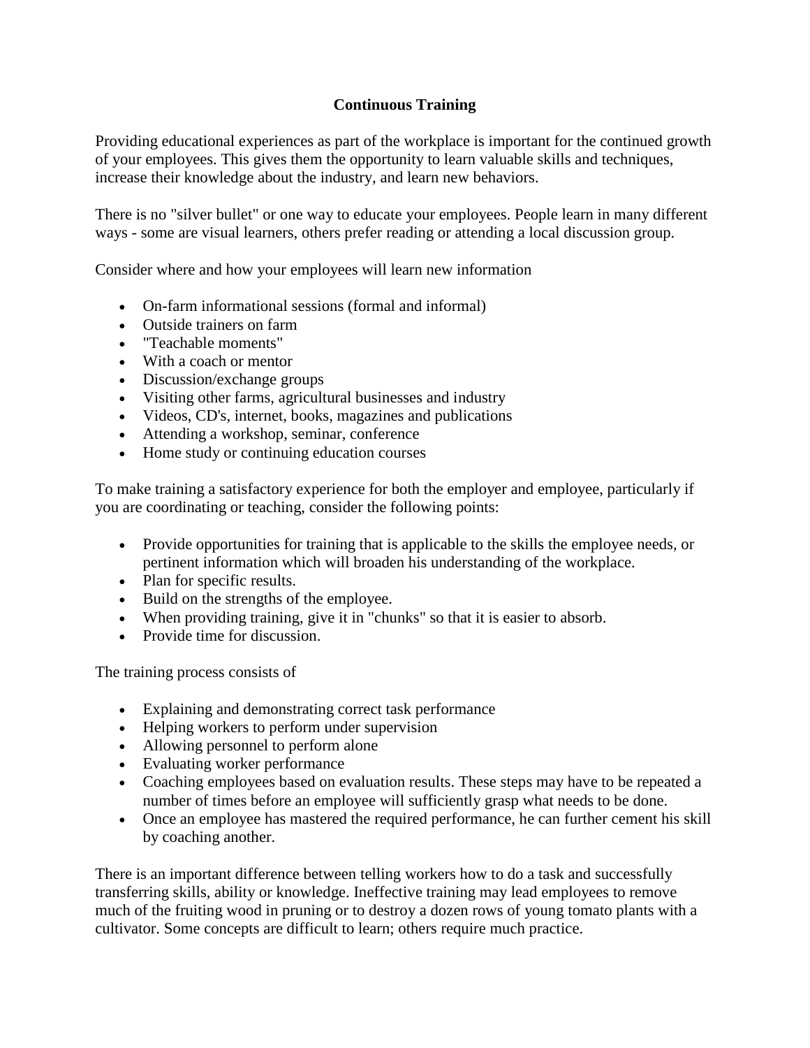# Continuous Training

Providing educational experiences as part of the workplace is important for the continued growth of your employees. This gives them the opportunity to learn valuable skills and techniques, increase their knowledge about the industry, and learn new behaviors.

There is no "silver bullet" or one way to educate your employees. People learn in many different ways - some are visual learners, others prefer reading or attending a local discussion group.

Consider where and how your employees will learn new information

- On-farm informational sessions (formal and informal)
- Outside trainers on farm
- "Teachable moments"
- With a coach or mentor
- Discussion/exchange groups
- Visiting other farms, agricultural businesses and industry
- Videos, CD's, internet, books, magazines and publications
- Attending a workshop, seminar, conference
- Home study or continuing education courses

To make training a satisfactory experience for both the employer and employee, particularly if you are coordinating or teaching, consider the following points:

- Provide opportunities for training that is applicable to the skills the employee needs, or pertinent information which will broaden his understanding of the workplace.
- Plan for specific results.
- Build on the strengths of the employee.
- When providing training, give it in "chunks" so that it is easier to absorb.
- Provide time for discussion.

The training process consists of

- Explaining and demonstrating correct task performance
- Helping workers to perform under supervision
- Allowing personnel to perform alone
- Evaluating worker performance
- Coaching employees based on evaluation results. These steps may have to be repeated a number of times before an employee will sufficiently grasp what needs to be done.
- Once an employee has mastered the required performance, he can further cement his skill by coaching another.

There is an important difference between telling workers how to do a task and successfully transferring skills, ability or knowledge. Ineffective training may lead employees to remove much of the fruiting wood in pruning or to destroy a dozen rows of young tomato plants with a cultivator. Some concepts are difficult to learn; others require much practice.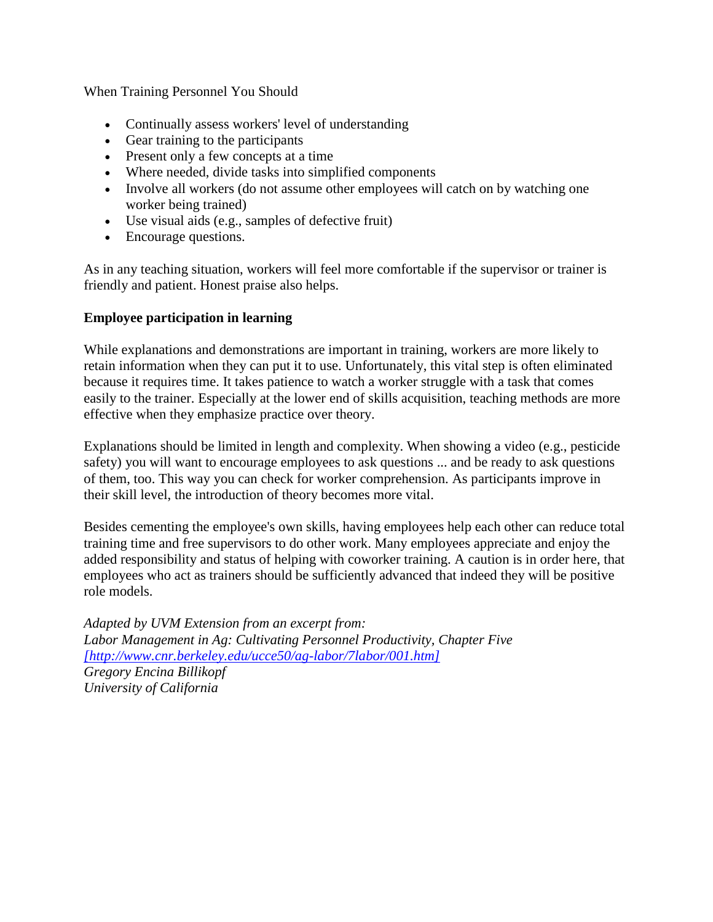When Training Personnel You Should

- Continually assess workers' level of understanding
- Gear training to the participants
- Present only a few concepts at a time
- Where needed, divide tasks into simplified components
- Involve all workers (do not assume other employees will catch on by watching one worker being trained)
- Use visual aids (e.g., samples of defective fruit)
- Encourage questions.

As in any teaching situation, workers will feel more comfortable if the supervisor or trainer is friendly and patient. Honest praise also helps.

**Employee participation in learning**

While explanations and demonstrations are important in training, workers are more likely to retain information when they can put it to use. Unfortunately, this vital step is often eliminated because it requires time. It takes patience to watch a worker struggle with a task that comes easily to the trainer. Especially at the lower end of skills acquisition, teaching methods are more effective when they emphasize practice over theory.

Explanations should be limited in length and complexity. When showing a video (e.g., pesticide safety) you will want to encourage employees to ask questions ... and be ready to ask questions of them, too. This way you can check for worker comprehension. As participants improve in their skill level, the introduction of theory becomes more vital.

Besides cementing the employee's own skills, having employees help each other can reduce total training time and free supervisors to do other work. Many employees appreciate and enjoy the added responsibility and status of helping with coworker training. A caution is in order here, that employees who act as trainers should be sufficiently advanced that indeed they will be positive role models.

*Adapted by UVM Extension from an excerpt from:*
*Labor Management in Ag: Cultivating Personnel Productivity, Chapter Five*
*[http://www.cnr.berkeley.edu/ucce50/ag-labor/7labor/001.htm]*
*Gregory Encina Billikopf*
*University of California*